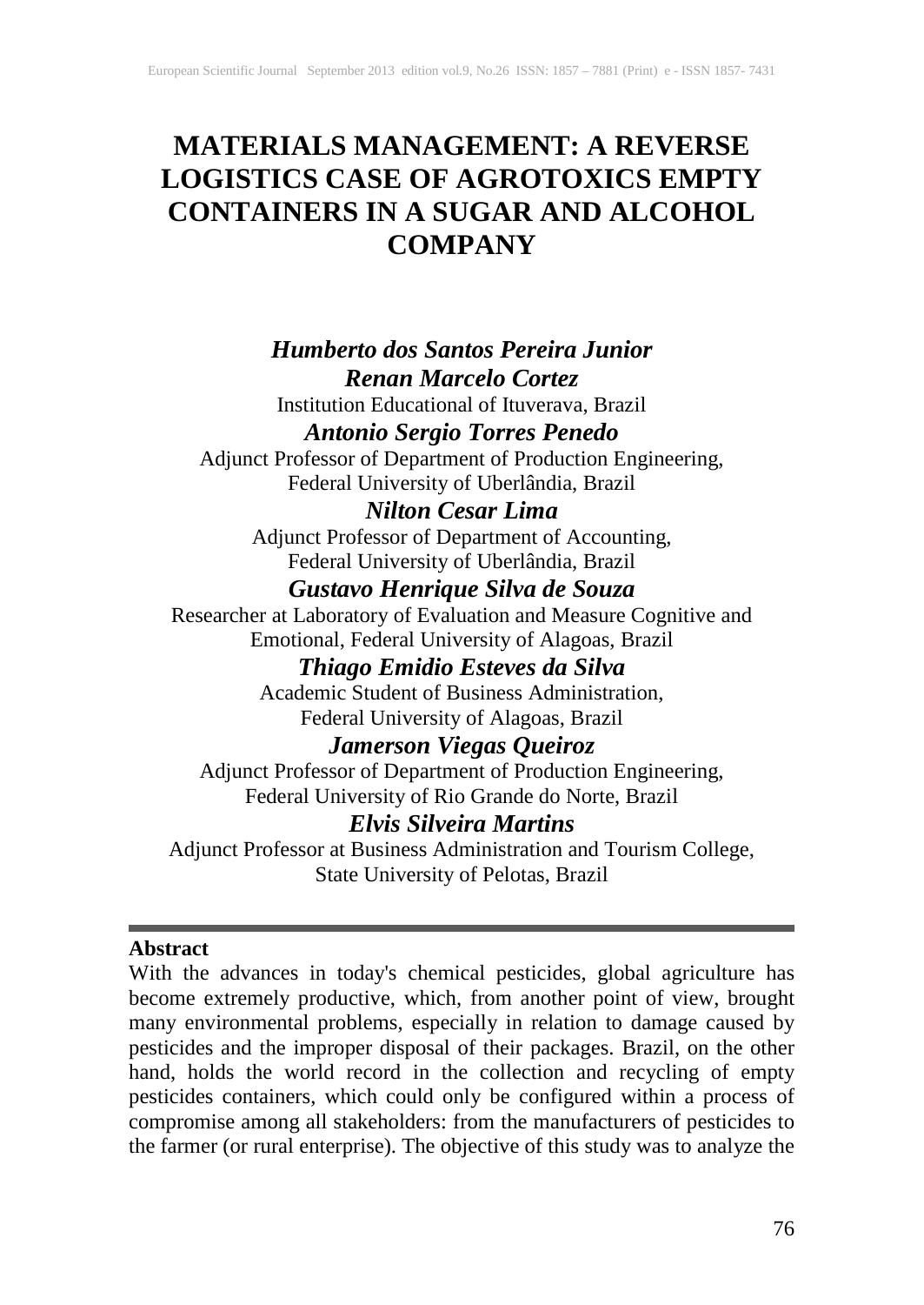# MATERIALS MANAGEMENT: A REVERSE LOGISTICS CASE OF AGROTOXICS EMPTY CONTAINERS IN A SUGAR AND ALCOHOL COMPANY

***Humberto dos Santos Pereira Junior***
***Renan Marcelo Cortez***
Institution Educational of Ituverava, Brazil

***Antonio Sergio Torres Penedo***
Adjunct Professor of Department of Production Engineering, Federal University of Uberlândia, Brazil

***Nilton Cesar Lima***
Adjunct Professor of Department of Accounting, Federal University of Uberlândia, Brazil

***Gustavo Henrique Silva de Souza***
Researcher at Laboratory of Evaluation and Measure Cognitive and Emotional, Federal University of Alagoas, Brazil

***Thiago Emidio Esteves da Silva***
Academic Student of Business Administration, Federal University of Alagoas, Brazil

***Jamerson Viegas Queiroz***
Adjunct Professor of Department of Production Engineering, Federal University of Rio Grande do Norte, Brazil

***Elvis Silveira Martins***
Adjunct Professor at Business Administration and Tourism College, State University of Pelotas, Brazil

---

**Abstract**

With the advances in today's chemical pesticides, global agriculture has become extremely productive, which, from another point of view, brought many environmental problems, especially in relation to damage caused by pesticides and the improper disposal of their packages. Brazil, on the other hand, holds the world record in the collection and recycling of empty pesticides containers, which could only be configured within a process of compromise among all stakeholders: from the manufacturers of pesticides to the farmer (or rural enterprise). The objective of this study was to analyze the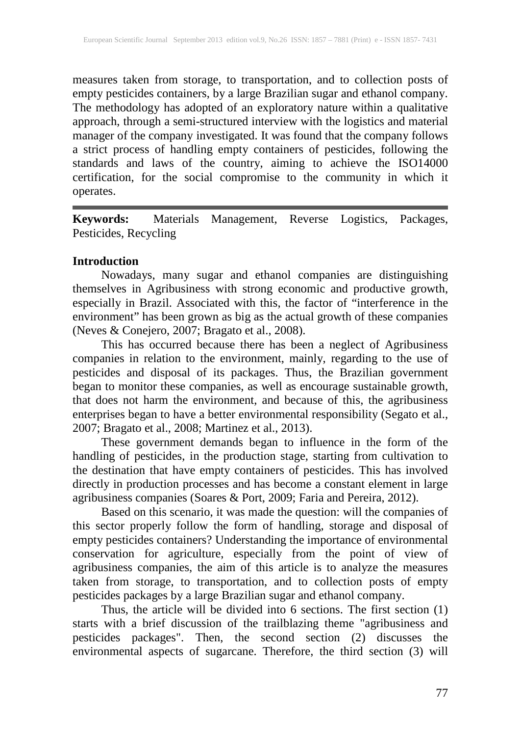measures taken from storage, to transportation, and to collection posts of empty pesticides containers, by a large Brazilian sugar and ethanol company. The methodology has adopted of an exploratory nature within a qualitative approach, through a semi-structured interview with the logistics and material manager of the company investigated. It was found that the company follows a strict process of handling empty containers of pesticides, following the standards and laws of the country, aiming to achieve the ISO14000 certification, for the social compromise to the community in which it operates.

---

**Keywords:** Materials Management, Reverse Logistics, Packages, Pesticides, Recycling

## Introduction

Nowadays, many sugar and ethanol companies are distinguishing themselves in Agribusiness with strong economic and productive growth, especially in Brazil. Associated with this, the factor of "interference in the environment" has been grown as big as the actual growth of these companies (Neves & Conejero, 2007; Bragato et al., 2008).

This has occurred because there has been a neglect of Agribusiness companies in relation to the environment, mainly, regarding to the use of pesticides and disposal of its packages. Thus, the Brazilian government began to monitor these companies, as well as encourage sustainable growth, that does not harm the environment, and because of this, the agribusiness enterprises began to have a better environmental responsibility (Segato et al., 2007; Bragato et al., 2008; Martinez et al., 2013).

These government demands began to influence in the form of the handling of pesticides, in the production stage, starting from cultivation to the destination that have empty containers of pesticides. This has involved directly in production processes and has become a constant element in large agribusiness companies (Soares & Port, 2009; Faria and Pereira, 2012).

Based on this scenario, it was made the question: will the companies of this sector properly follow the form of handling, storage and disposal of empty pesticides containers? Understanding the importance of environmental conservation for agriculture, especially from the point of view of agribusiness companies, the aim of this article is to analyze the measures taken from storage, to transportation, and to collection posts of empty pesticides packages by a large Brazilian sugar and ethanol company.

Thus, the article will be divided into 6 sections. The first section (1) starts with a brief discussion of the trailblazing theme "agribusiness and pesticides packages". Then, the second section (2) discusses the environmental aspects of sugarcane. Therefore, the third section (3) will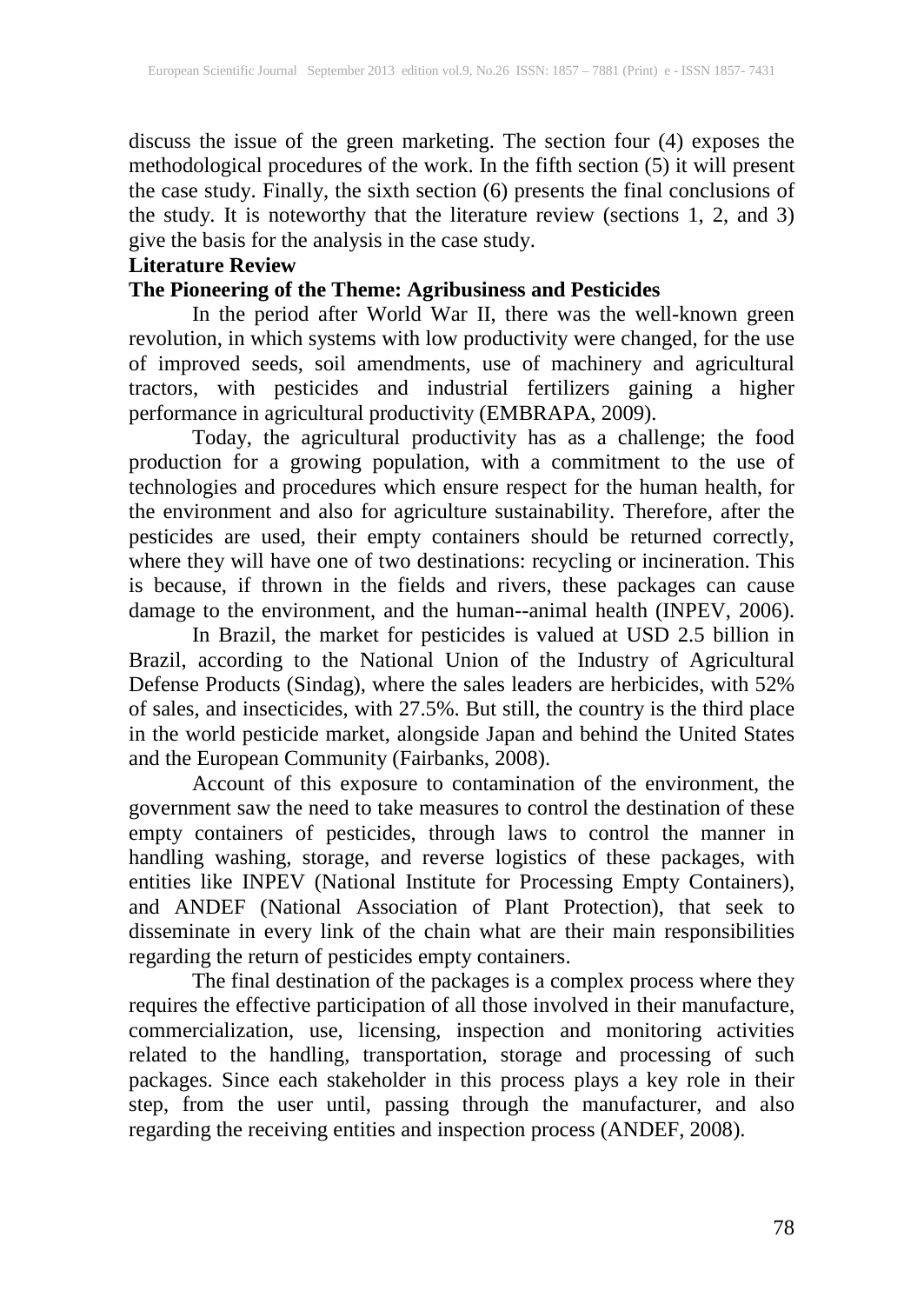discuss the issue of the green marketing. The section four (4) exposes the methodological procedures of the work. In the fifth section (5) it will present the case study. Finally, the sixth section (6) presents the final conclusions of the study. It is noteworthy that the literature review (sections 1, 2, and 3) give the basis for the analysis in the case study.

## Literature Review

### The Pioneering of the Theme: Agribusiness and Pesticides

In the period after World War II, there was the well-known green revolution, in which systems with low productivity were changed, for the use of improved seeds, soil amendments, use of machinery and agricultural tractors, with pesticides and industrial fertilizers gaining a higher performance in agricultural productivity (EMBRAPA, 2009).

Today, the agricultural productivity has as a challenge; the food production for a growing population, with a commitment to the use of technologies and procedures which ensure respect for the human health, for the environment and also for agriculture sustainability. Therefore, after the pesticides are used, their empty containers should be returned correctly, where they will have one of two destinations: recycling or incineration. This is because, if thrown in the fields and rivers, these packages can cause damage to the environment, and the human--animal health (INPEV, 2006).

In Brazil, the market for pesticides is valued at USD 2.5 billion in Brazil, according to the National Union of the Industry of Agricultural Defense Products (Sindag), where the sales leaders are herbicides, with 52% of sales, and insecticides, with 27.5%. But still, the country is the third place in the world pesticide market, alongside Japan and behind the United States and the European Community (Fairbanks, 2008).

Account of this exposure to contamination of the environment, the government saw the need to take measures to control the destination of these empty containers of pesticides, through laws to control the manner in handling washing, storage, and reverse logistics of these packages, with entities like INPEV (National Institute for Processing Empty Containers), and ANDEF (National Association of Plant Protection), that seek to disseminate in every link of the chain what are their main responsibilities regarding the return of pesticides empty containers.

The final destination of the packages is a complex process where they requires the effective participation of all those involved in their manufacture, commercialization, use, licensing, inspection and monitoring activities related to the handling, transportation, storage and processing of such packages. Since each stakeholder in this process plays a key role in their step, from the user until, passing through the manufacturer, and also regarding the receiving entities and inspection process (ANDEF, 2008).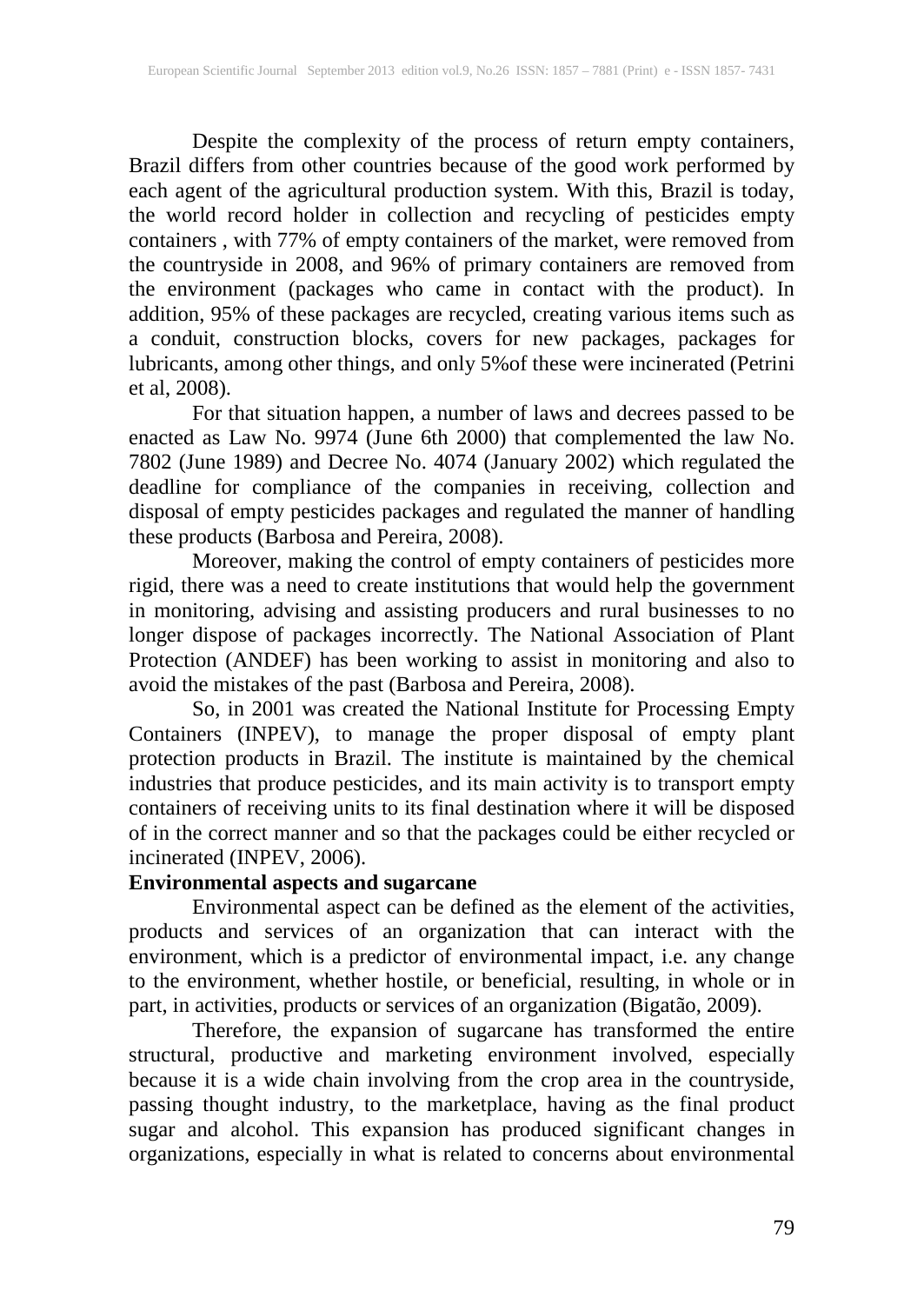Despite the complexity of the process of return empty containers, Brazil differs from other countries because of the good work performed by each agent of the agricultural production system. With this, Brazil is today, the world record holder in collection and recycling of pesticides empty containers , with 77% of empty containers of the market, were removed from the countryside in 2008, and 96% of primary containers are removed from the environment (packages who came in contact with the product). In addition, 95% of these packages are recycled, creating various items such as a conduit, construction blocks, covers for new packages, packages for lubricants, among other things, and only 5%of these were incinerated (Petrini et al, 2008).

For that situation happen, a number of laws and decrees passed to be enacted as Law No. 9974 (June 6th 2000) that complemented the law No. 7802 (June 1989) and Decree No. 4074 (January 2002) which regulated the deadline for compliance of the companies in receiving, collection and disposal of empty pesticides packages and regulated the manner of handling these products (Barbosa and Pereira, 2008).

Moreover, making the control of empty containers of pesticides more rigid, there was a need to create institutions that would help the government in monitoring, advising and assisting producers and rural businesses to no longer dispose of packages incorrectly. The National Association of Plant Protection (ANDEF) has been working to assist in monitoring and also to avoid the mistakes of the past (Barbosa and Pereira, 2008).

So, in 2001 was created the National Institute for Processing Empty Containers (INPEV), to manage the proper disposal of empty plant protection products in Brazil. The institute is maintained by the chemical industries that produce pesticides, and its main activity is to transport empty containers of receiving units to its final destination where it will be disposed of in the correct manner and so that the packages could be either recycled or incinerated (INPEV, 2006).

**Environmental aspects and sugarcane**

Environmental aspect can be defined as the element of the activities, products and services of an organization that can interact with the environment, which is a predictor of environmental impact, i.e. any change to the environment, whether hostile, or beneficial, resulting, in whole or in part, in activities, products or services of an organization (Bigatão, 2009).

Therefore, the expansion of sugarcane has transformed the entire structural, productive and marketing environment involved, especially because it is a wide chain involving from the crop area in the countryside, passing thought industry, to the marketplace, having as the final product sugar and alcohol. This expansion has produced significant changes in organizations, especially in what is related to concerns about environmental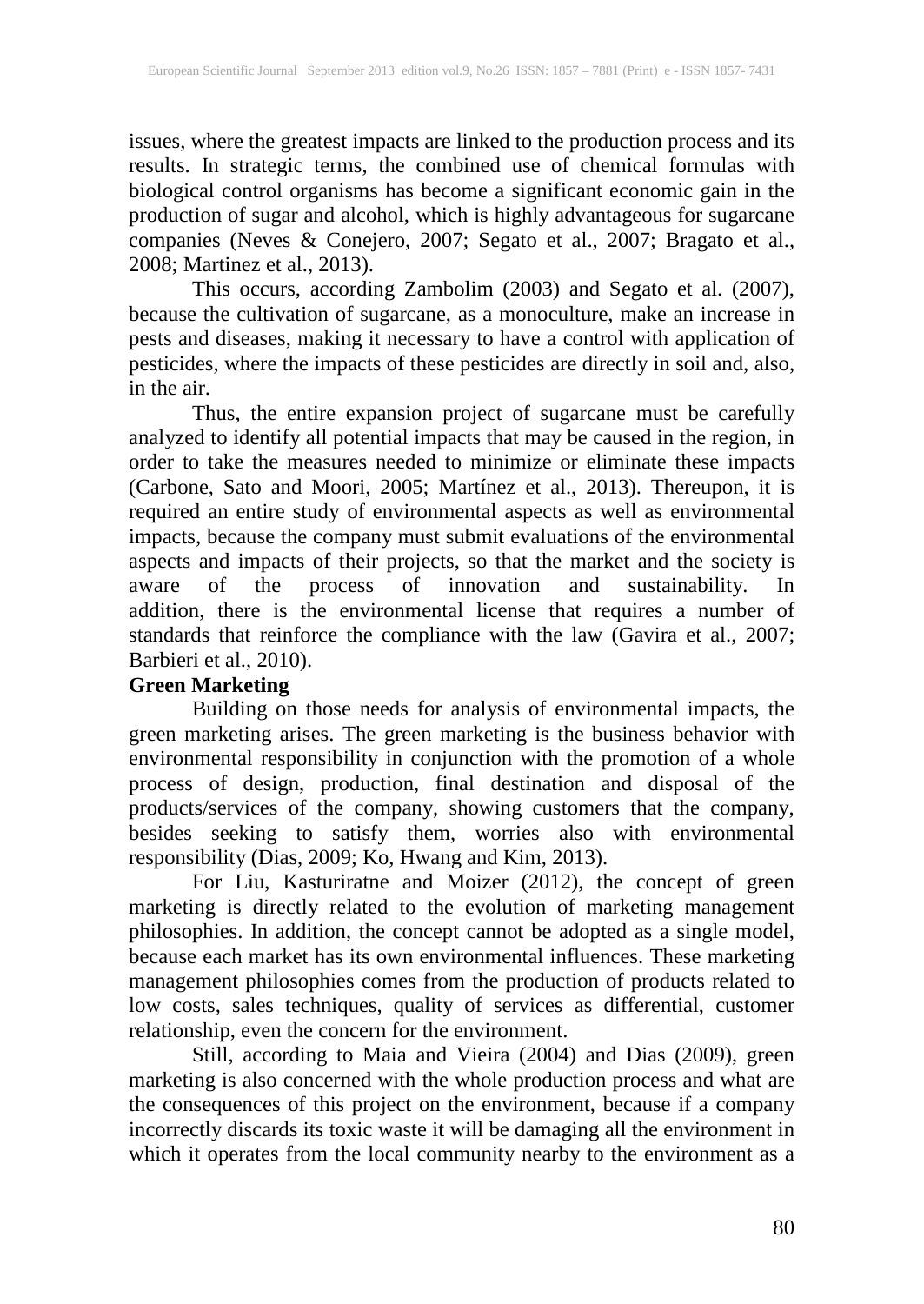issues, where the greatest impacts are linked to the production process and its results. In strategic terms, the combined use of chemical formulas with biological control organisms has become a significant economic gain in the production of sugar and alcohol, which is highly advantageous for sugarcane companies (Neves & Conejero, 2007; Segato et al., 2007; Bragato et al., 2008; Martinez et al., 2013).

This occurs, according Zambolim (2003) and Segato et al. (2007), because the cultivation of sugarcane, as a monoculture, make an increase in pests and diseases, making it necessary to have a control with application of pesticides, where the impacts of these pesticides are directly in soil and, also, in the air.

Thus, the entire expansion project of sugarcane must be carefully analyzed to identify all potential impacts that may be caused in the region, in order to take the measures needed to minimize or eliminate these impacts (Carbone, Sato and Moori, 2005; Martínez et al., 2013). Thereupon, it is required an entire study of environmental aspects as well as environmental impacts, because the company must submit evaluations of the environmental aspects and impacts of their projects, so that the market and the society is aware of the process of innovation and sustainability. In addition, there is the environmental license that requires a number of standards that reinforce the compliance with the law (Gavira et al., 2007; Barbieri et al., 2010).

**Green Marketing**

Building on those needs for analysis of environmental impacts, the green marketing arises. The green marketing is the business behavior with environmental responsibility in conjunction with the promotion of a whole process of design, production, final destination and disposal of the products/services of the company, showing customers that the company, besides seeking to satisfy them, worries also with environmental responsibility (Dias, 2009; Ko, Hwang and Kim, 2013).

For Liu, Kasturiratne and Moizer (2012), the concept of green marketing is directly related to the evolution of marketing management philosophies. In addition, the concept cannot be adopted as a single model, because each market has its own environmental influences. These marketing management philosophies comes from the production of products related to low costs, sales techniques, quality of services as differential, customer relationship, even the concern for the environment.

Still, according to Maia and Vieira (2004) and Dias (2009), green marketing is also concerned with the whole production process and what are the consequences of this project on the environment, because if a company incorrectly discards its toxic waste it will be damaging all the environment in which it operates from the local community nearby to the environment as a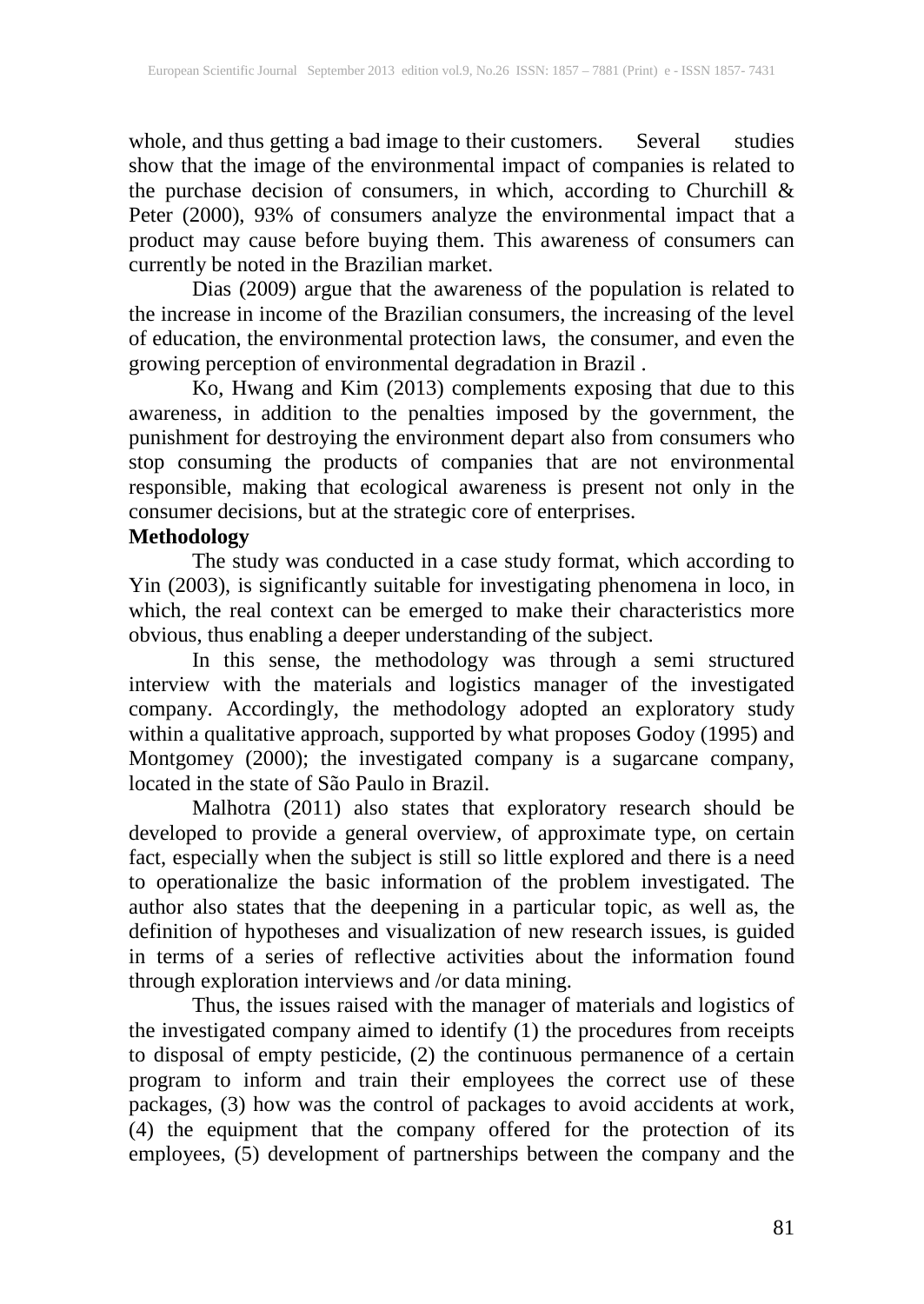whole, and thus getting a bad image to their customers. Several studies show that the image of the environmental impact of companies is related to the purchase decision of consumers, in which, according to Churchill & Peter (2000), 93% of consumers analyze the environmental impact that a product may cause before buying them. This awareness of consumers can currently be noted in the Brazilian market.

Dias (2009) argue that the awareness of the population is related to the increase in income of the Brazilian consumers, the increasing of the level of education, the environmental protection laws, the consumer, and even the growing perception of environmental degradation in Brazil .

Ko, Hwang and Kim (2013) complements exposing that due to this awareness, in addition to the penalties imposed by the government, the punishment for destroying the environment depart also from consumers who stop consuming the products of companies that are not environmental responsible, making that ecological awareness is present not only in the consumer decisions, but at the strategic core of enterprises.

**Methodology**

The study was conducted in a case study format, which according to Yin (2003), is significantly suitable for investigating phenomena in loco, in which, the real context can be emerged to make their characteristics more obvious, thus enabling a deeper understanding of the subject.

In this sense, the methodology was through a semi structured interview with the materials and logistics manager of the investigated company. Accordingly, the methodology adopted an exploratory study within a qualitative approach, supported by what proposes Godoy (1995) and Montgomey (2000); the investigated company is a sugarcane company, located in the state of São Paulo in Brazil.

Malhotra (2011) also states that exploratory research should be developed to provide a general overview, of approximate type, on certain fact, especially when the subject is still so little explored and there is a need to operationalize the basic information of the problem investigated. The author also states that the deepening in a particular topic, as well as, the definition of hypotheses and visualization of new research issues, is guided in terms of a series of reflective activities about the information found through exploration interviews and /or data mining.

Thus, the issues raised with the manager of materials and logistics of the investigated company aimed to identify (1) the procedures from receipts to disposal of empty pesticide, (2) the continuous permanence of a certain program to inform and train their employees the correct use of these packages, (3) how was the control of packages to avoid accidents at work, (4) the equipment that the company offered for the protection of its employees, (5) development of partnerships between the company and the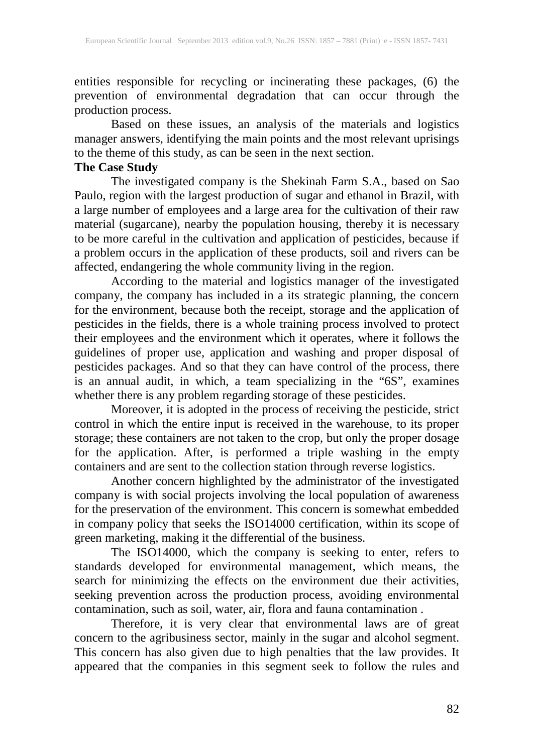entities responsible for recycling or incinerating these packages, (6) the prevention of environmental degradation that can occur through the production process.

Based on these issues, an analysis of the materials and logistics manager answers, identifying the main points and the most relevant uprisings to the theme of this study, as can be seen in the next section.

**The Case Study**

The investigated company is the Shekinah Farm S.A., based on Sao Paulo, region with the largest production of sugar and ethanol in Brazil, with a large number of employees and a large area for the cultivation of their raw material (sugarcane), nearby the population housing, thereby it is necessary to be more careful in the cultivation and application of pesticides, because if a problem occurs in the application of these products, soil and rivers can be affected, endangering the whole community living in the region.

According to the material and logistics manager of the investigated company, the company has included in a its strategic planning, the concern for the environment, because both the receipt, storage and the application of pesticides in the fields, there is a whole training process involved to protect their employees and the environment which it operates, where it follows the guidelines of proper use, application and washing and proper disposal of pesticides packages. And so that they can have control of the process, there is an annual audit, in which, a team specializing in the "6S", examines whether there is any problem regarding storage of these pesticides.

Moreover, it is adopted in the process of receiving the pesticide, strict control in which the entire input is received in the warehouse, to its proper storage; these containers are not taken to the crop, but only the proper dosage for the application. After, is performed a triple washing in the empty containers and are sent to the collection station through reverse logistics.

Another concern highlighted by the administrator of the investigated company is with social projects involving the local population of awareness for the preservation of the environment. This concern is somewhat embedded in company policy that seeks the ISO14000 certification, within its scope of green marketing, making it the differential of the business.

The ISO14000, which the company is seeking to enter, refers to standards developed for environmental management, which means, the search for minimizing the effects on the environment due their activities, seeking prevention across the production process, avoiding environmental contamination, such as soil, water, air, flora and fauna contamination .

Therefore, it is very clear that environmental laws are of great concern to the agribusiness sector, mainly in the sugar and alcohol segment. This concern has also given due to high penalties that the law provides. It appeared that the companies in this segment seek to follow the rules and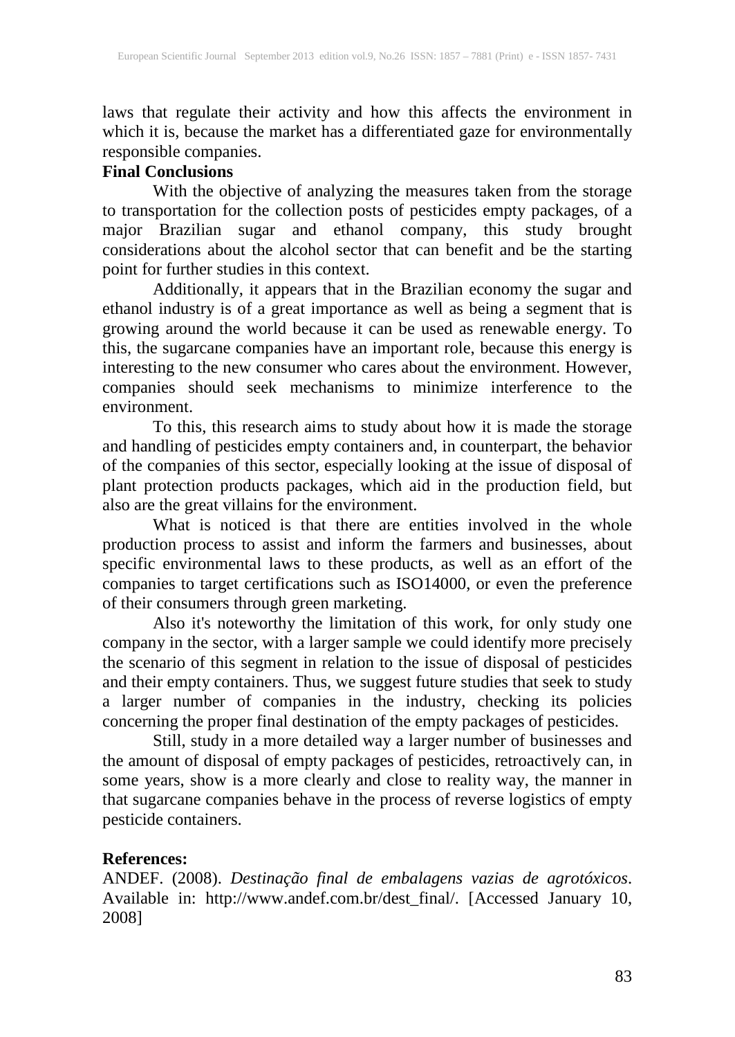laws that regulate their activity and how this affects the environment in which it is, because the market has a differentiated gaze for environmentally responsible companies.

**Final Conclusions**

With the objective of analyzing the measures taken from the storage to transportation for the collection posts of pesticides empty packages, of a major Brazilian sugar and ethanol company, this study brought considerations about the alcohol sector that can benefit and be the starting point for further studies in this context.

Additionally, it appears that in the Brazilian economy the sugar and ethanol industry is of a great importance as well as being a segment that is growing around the world because it can be used as renewable energy. To this, the sugarcane companies have an important role, because this energy is interesting to the new consumer who cares about the environment. However, companies should seek mechanisms to minimize interference to the environment.

To this, this research aims to study about how it is made the storage and handling of pesticides empty containers and, in counterpart, the behavior of the companies of this sector, especially looking at the issue of disposal of plant protection products packages, which aid in the production field, but also are the great villains for the environment.

What is noticed is that there are entities involved in the whole production process to assist and inform the farmers and businesses, about specific environmental laws to these products, as well as an effort of the companies to target certifications such as ISO14000, or even the preference of their consumers through green marketing.

Also it's noteworthy the limitation of this work, for only study one company in the sector, with a larger sample we could identify more precisely the scenario of this segment in relation to the issue of disposal of pesticides and their empty containers. Thus, we suggest future studies that seek to study a larger number of companies in the industry, checking its policies concerning the proper final destination of the empty packages of pesticides.

Still, study in a more detailed way a larger number of businesses and the amount of disposal of empty packages of pesticides, retroactively can, in some years, show is a more clearly and close to reality way, the manner in that sugarcane companies behave in the process of reverse logistics of empty pesticide containers.

**References:**

ANDEF. (2008). *Destinação final de embalagens vazias de agrotóxicos*. Available in: http://www.andef.com.br/dest_final/. [Accessed January 10, 2008]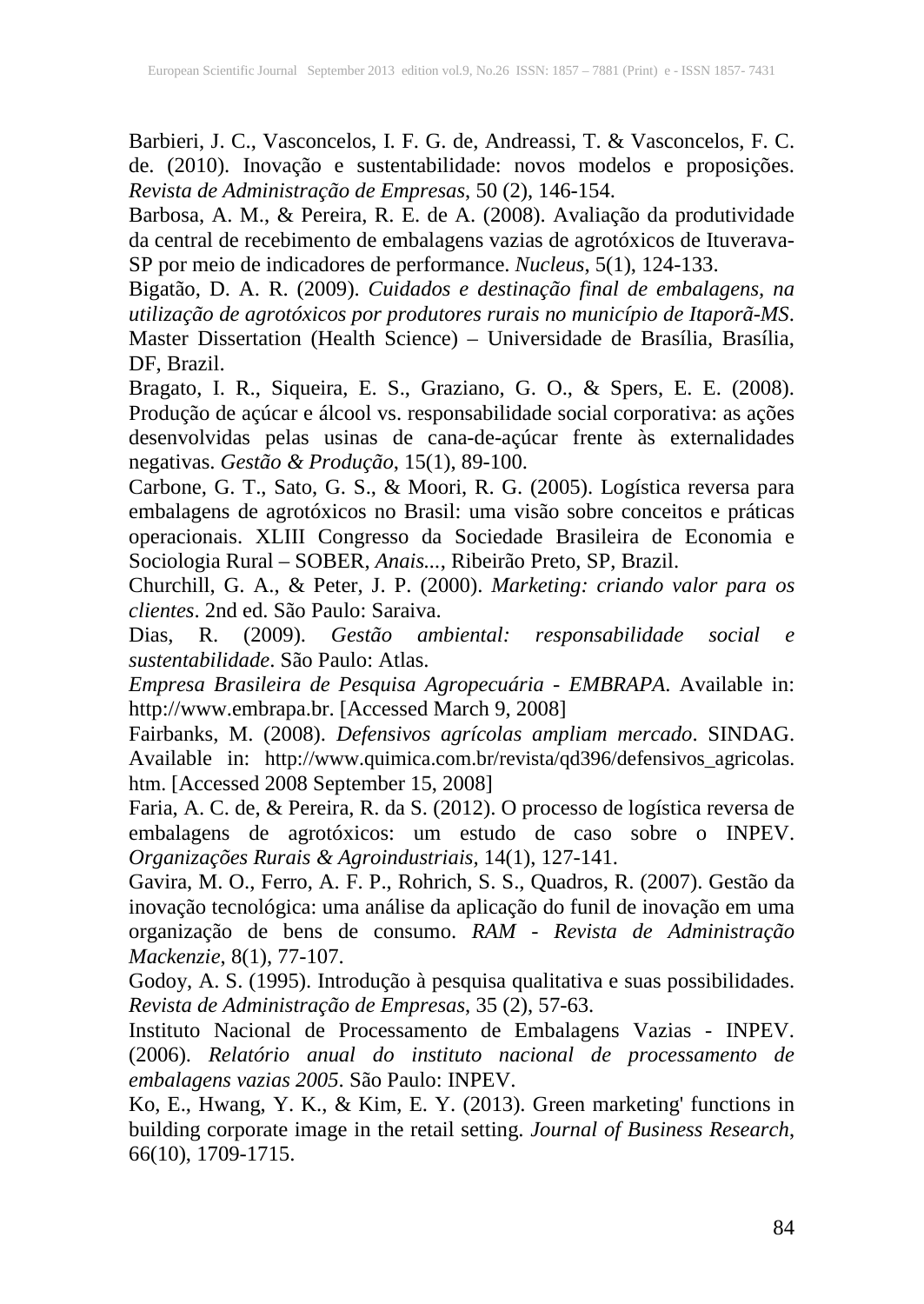Barbieri, J. C., Vasconcelos, I. F. G. de, Andreassi, T. & Vasconcelos, F. C. de. (2010). Inovação e sustentabilidade: novos modelos e proposições. *Revista de Administração de Empresas*, 50 (2), 146-154.

Barbosa, A. M., & Pereira, R. E. de A. (2008). Avaliação da produtividade da central de recebimento de embalagens vazias de agrotóxicos de Ituverava-SP por meio de indicadores de performance. *Nucleus*, 5(1), 124-133.

Bigatão, D. A. R. (2009). *Cuidados e destinação final de embalagens, na utilização de agrotóxicos por produtores rurais no município de Itaporã-MS*. Master Dissertation (Health Science) – Universidade de Brasília, Brasília, DF, Brazil.

Bragato, I. R., Siqueira, E. S., Graziano, G. O., & Spers, E. E. (2008). Produção de açúcar e álcool vs. responsabilidade social corporativa: as ações desenvolvidas pelas usinas de cana-de-açúcar frente às externalidades negativas. *Gestão & Produção*, 15(1), 89-100.

Carbone, G. T., Sato, G. S., & Moori, R. G. (2005). Logística reversa para embalagens de agrotóxicos no Brasil: uma visão sobre conceitos e práticas operacionais. XLIII Congresso da Sociedade Brasileira de Economia e Sociologia Rural – SOBER, *Anais...*, Ribeirão Preto, SP, Brazil.

Churchill, G. A., & Peter, J. P. (2000). *Marketing: criando valor para os clientes*. 2nd ed. São Paulo: Saraiva.

Dias, R. (2009). *Gestão ambiental: responsabilidade social e sustentabilidade*. São Paulo: Atlas.

*Empresa Brasileira de Pesquisa Agropecuária - EMBRAPA*. Available in: http://www.embrapa.br. [Accessed March 9, 2008]

Fairbanks, M. (2008). *Defensivos agrícolas ampliam mercado*. SINDAG. Available in: http://www.quimica.com.br/revista/qd396/defensivos_agricolas.htm. [Accessed 2008 September 15, 2008]

Faria, A. C. de, & Pereira, R. da S. (2012). O processo de logística reversa de embalagens de agrotóxicos: um estudo de caso sobre o INPEV. *Organizações Rurais & Agroindustriais*, 14(1), 127-141.

Gavira, M. O., Ferro, A. F. P., Rohrich, S. S., Quadros, R. (2007). Gestão da inovação tecnológica: uma análise da aplicação do funil de inovação em uma organização de bens de consumo. *RAM - Revista de Administração Mackenzie*, 8(1), 77-107.

Godoy, A. S. (1995). Introdução à pesquisa qualitativa e suas possibilidades. *Revista de Administração de Empresas*, 35 (2), 57-63.

Instituto Nacional de Processamento de Embalagens Vazias - INPEV. (2006). *Relatório anual do instituto nacional de processamento de embalagens vazias 2005*. São Paulo: INPEV.

Ko, E., Hwang, Y. K., & Kim, E. Y. (2013). Green marketing' functions in building corporate image in the retail setting. *Journal of Business Research*, 66(10), 1709-1715.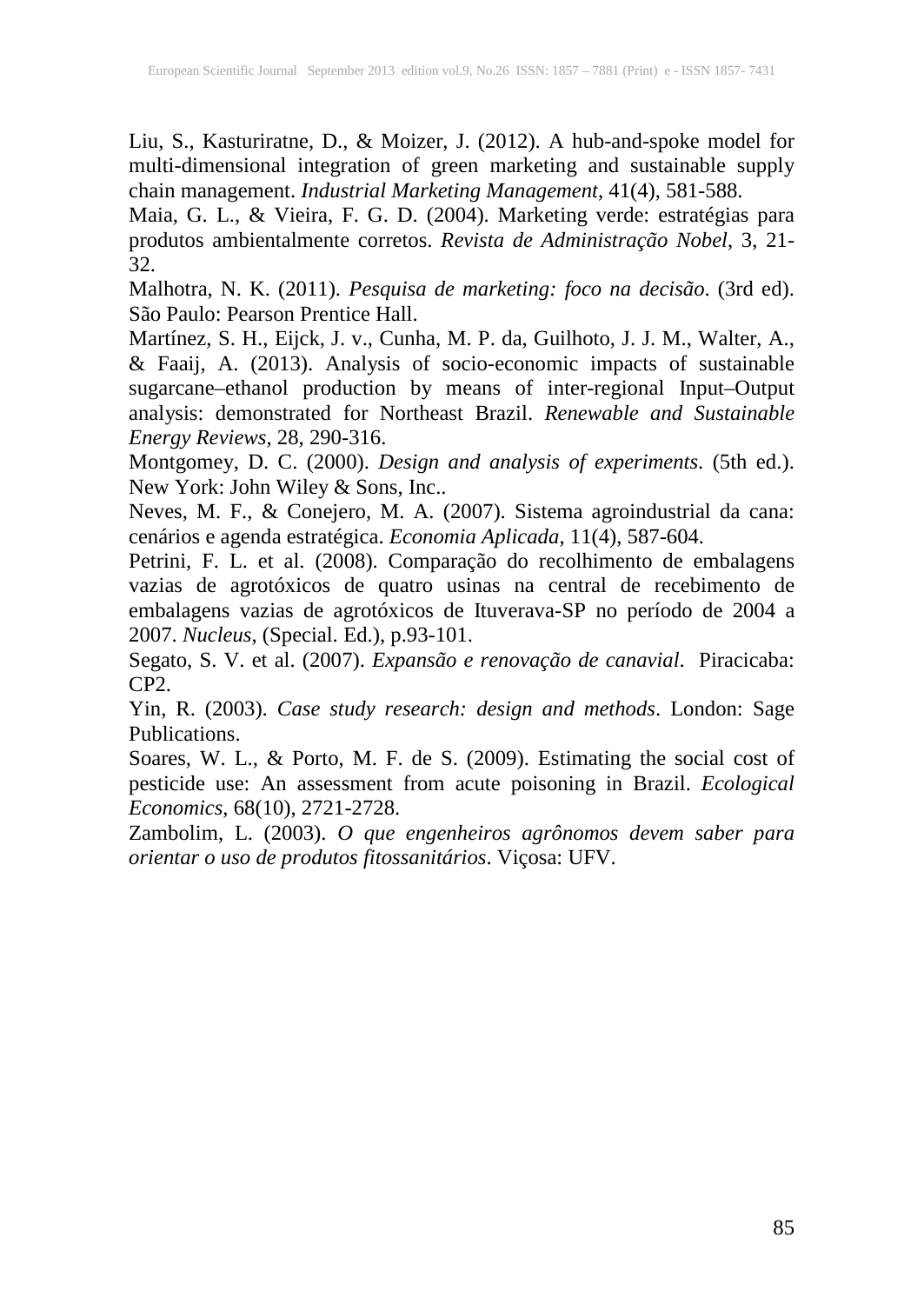Liu, S., Kasturiratne, D., & Moizer, J. (2012). A hub-and-spoke model for multi-dimensional integration of green marketing and sustainable supply chain management. *Industrial Marketing Management*, 41(4), 581-588.

Maia, G. L., & Vieira, F. G. D. (2004). Marketing verde: estratégias para produtos ambientalmente corretos. *Revista de Administração Nobel*, 3, 21-32.

Malhotra, N. K. (2011). *Pesquisa de marketing: foco na decisão*. (3rd ed). São Paulo: Pearson Prentice Hall.

Martínez, S. H., Eijck, J. v., Cunha, M. P. da, Guilhoto, J. J. M., Walter, A., & Faaij, A. (2013). Analysis of socio-economic impacts of sustainable sugarcane–ethanol production by means of inter-regional Input–Output analysis: demonstrated for Northeast Brazil. *Renewable and Sustainable Energy Reviews*, 28, 290-316.

Montgomey, D. C. (2000). *Design and analysis of experiments*. (5th ed.). New York: John Wiley & Sons, Inc..

Neves, M. F., & Conejero, M. A. (2007). Sistema agroindustrial da cana: cenários e agenda estratégica. *Economia Aplicada*, 11(4), 587-604.

Petrini, F. L. et al. (2008). Comparação do recolhimento de embalagens vazias de agrotóxicos de quatro usinas na central de recebimento de embalagens vazias de agrotóxicos de Ituverava-SP no período de 2004 a 2007. *Nucleus*, (Special. Ed.), p.93-101.

Segato, S. V. et al. (2007). *Expansão e renovação de canavial*. Piracicaba: CP2.

Yin, R. (2003). *Case study research: design and methods*. London: Sage Publications.

Soares, W. L., & Porto, M. F. de S. (2009). Estimating the social cost of pesticide use: An assessment from acute poisoning in Brazil. *Ecological Economics*, 68(10), 2721-2728.

Zambolim, L. (2003). *O que engenheiros agrônomos devem saber para orientar o uso de produtos fitossanitários*. Viçosa: UFV.